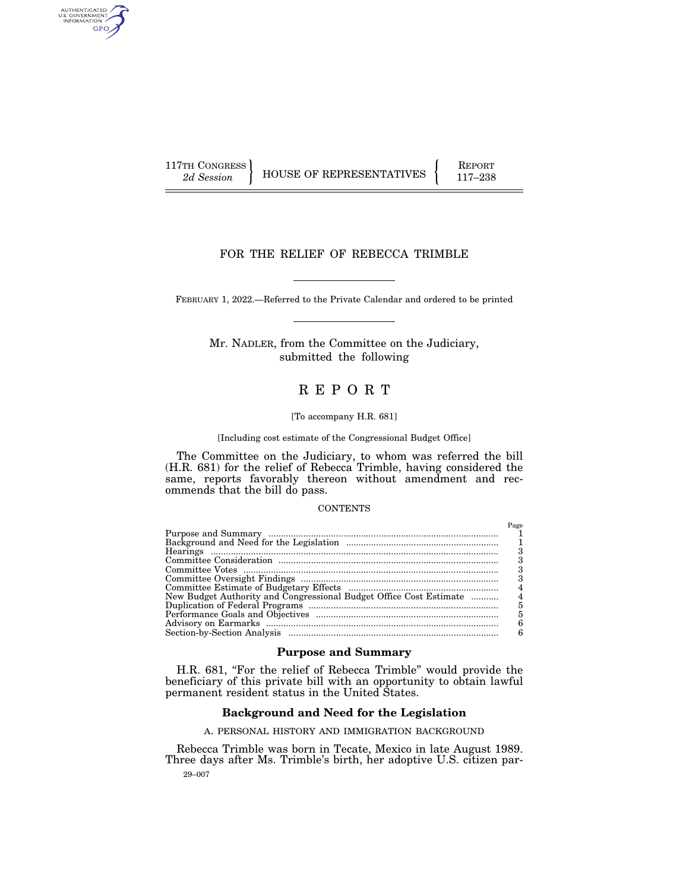117TH CONGRESS
*2d Session*

HOUSE OF REPRESENTATIVES

REPORT
117–238

# FOR THE RELIEF OF REBECCA TRIMBLE

FEBRUARY 1, 2022.—Referred to the Private Calendar and ordered to be printed

Mr. NADLER, from the Committee on the Judiciary, submitted the following

# R E P O R T

[To accompany H.R. 681]

[Including cost estimate of the Congressional Budget Office]

The Committee on the Judiciary, to whom was referred the bill (H.R. 681) for the relief of Rebecca Trimble, having considered the same, reports favorably thereon without amendment and recommends that the bill do pass.

CONTENTS

| | Page |
|---|---|
| Purpose and Summary | 1 |
| Background and Need for the Legislation | 1 |
| Hearings | 3 |
| Committee Consideration | 3 |
| Committee Votes | 3 |
| Committee Oversight Findings | 3 |
| Committee Estimate of Budgetary Effects | 4 |
| New Budget Authority and Congressional Budget Office Cost Estimate | 4 |
| Duplication of Federal Programs | 5 |
| Performance Goals and Objectives | 5 |
| Advisory on Earmarks | 6 |
| Section-by-Section Analysis | 6 |

## Purpose and Summary

H.R. 681, "For the relief of Rebecca Trimble" would provide the beneficiary of this private bill with an opportunity to obtain lawful permanent resident status in the United States.

## Background and Need for the Legislation

### A. PERSONAL HISTORY AND IMMIGRATION BACKGROUND

Rebecca Trimble was born in Tecate, Mexico in late August 1989. Three days after Ms. Trimble's birth, her adoptive U.S. citizen par-

29–007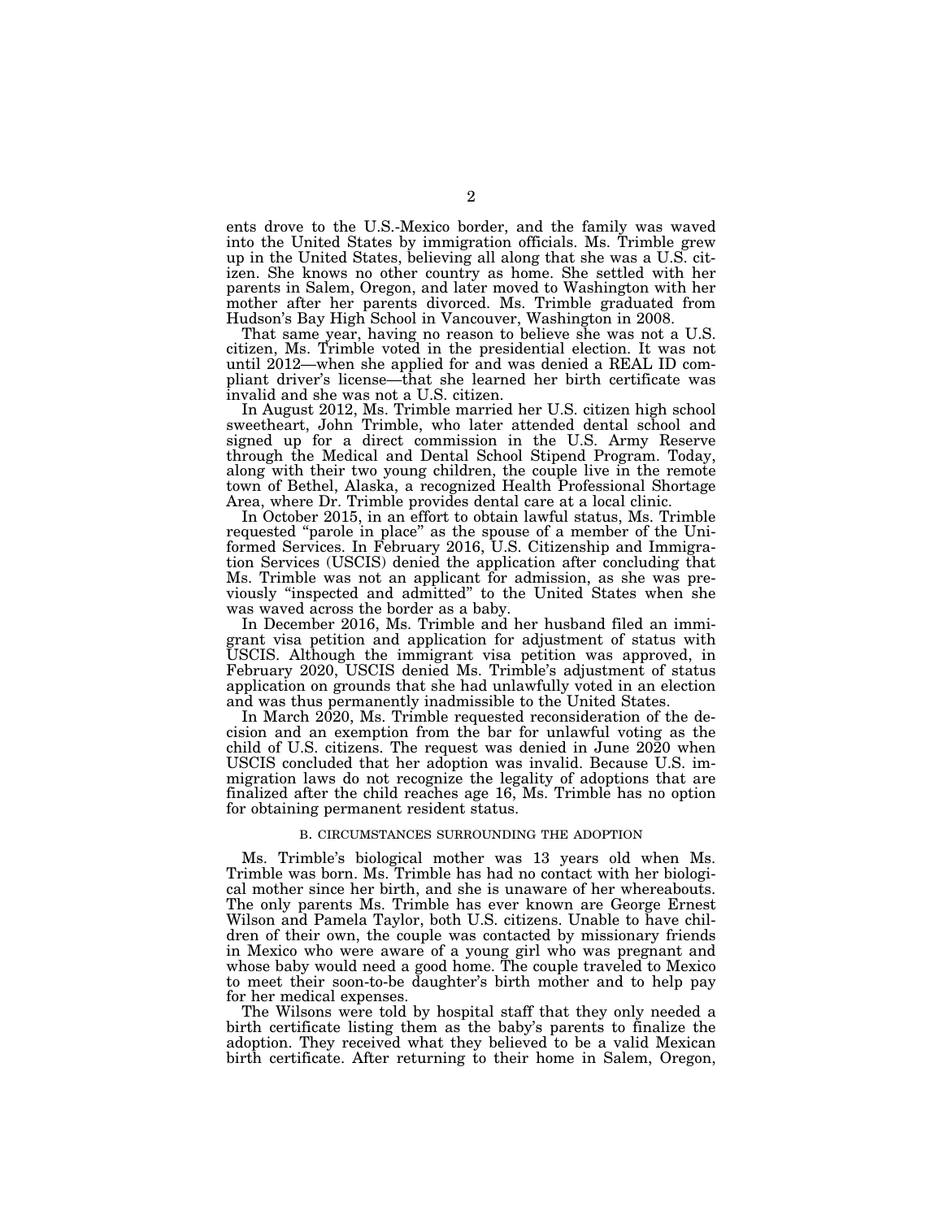ents drove to the U.S.-Mexico border, and the family was waved into the United States by immigration officials. Ms. Trimble grew up in the United States, believing all along that she was a U.S. citizen. She knows no other country as home. She settled with her parents in Salem, Oregon, and later moved to Washington with her mother after her parents divorced. Ms. Trimble graduated from Hudson's Bay High School in Vancouver, Washington in 2008.

That same year, having no reason to believe she was not a U.S. citizen, Ms. Trimble voted in the presidential election. It was not until 2012—when she applied for and was denied a REAL ID compliant driver's license—that she learned her birth certificate was invalid and she was not a U.S. citizen.

In August 2012, Ms. Trimble married her U.S. citizen high school sweetheart, John Trimble, who later attended dental school and signed up for a direct commission in the U.S. Army Reserve through the Medical and Dental School Stipend Program. Today, along with their two young children, the couple live in the remote town of Bethel, Alaska, a recognized Health Professional Shortage Area, where Dr. Trimble provides dental care at a local clinic.

In October 2015, in an effort to obtain lawful status, Ms. Trimble requested "parole in place" as the spouse of a member of the Uniformed Services. In February 2016, U.S. Citizenship and Immigration Services (USCIS) denied the application after concluding that Ms. Trimble was not an applicant for admission, as she was previously "inspected and admitted" to the United States when she was waved across the border as a baby.

In December 2016, Ms. Trimble and her husband filed an immigrant visa petition and application for adjustment of status with USCIS. Although the immigrant visa petition was approved, in February 2020, USCIS denied Ms. Trimble's adjustment of status application on grounds that she had unlawfully voted in an election and was thus permanently inadmissible to the United States.

In March 2020, Ms. Trimble requested reconsideration of the decision and an exemption from the bar for unlawful voting as the child of U.S. citizens. The request was denied in June 2020 when USCIS concluded that her adoption was invalid. Because U.S. immigration laws do not recognize the legality of adoptions that are finalized after the child reaches age 16, Ms. Trimble has no option for obtaining permanent resident status.

## B. CIRCUMSTANCES SURROUNDING THE ADOPTION

Ms. Trimble's biological mother was 13 years old when Ms. Trimble was born. Ms. Trimble has had no contact with her biological mother since her birth, and she is unaware of her whereabouts. The only parents Ms. Trimble has ever known are George Ernest Wilson and Pamela Taylor, both U.S. citizens. Unable to have children of their own, the couple was contacted by missionary friends in Mexico who were aware of a young girl who was pregnant and whose baby would need a good home. The couple traveled to Mexico to meet their soon-to-be daughter's birth mother and to help pay for her medical expenses.

The Wilsons were told by hospital staff that they only needed a birth certificate listing them as the baby's parents to finalize the adoption. They received what they believed to be a valid Mexican birth certificate. After returning to their home in Salem, Oregon,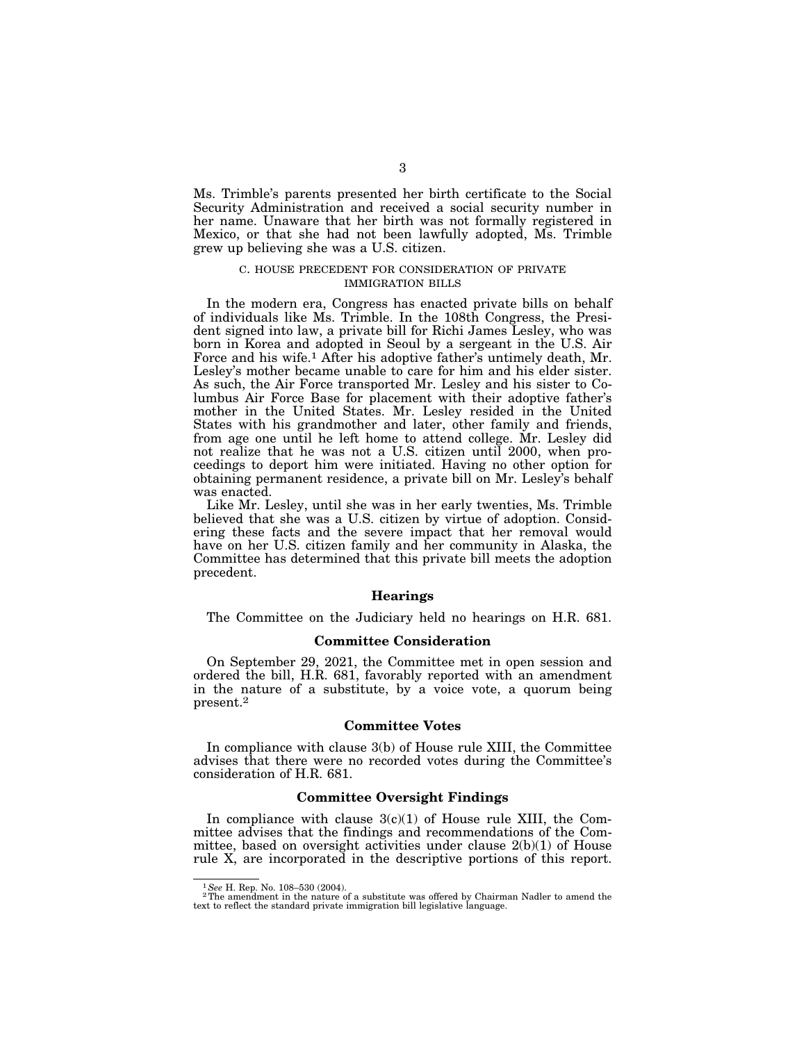Ms. Trimble's parents presented her birth certificate to the Social Security Administration and received a social security number in her name. Unaware that her birth was not formally registered in Mexico, or that she had not been lawfully adopted, Ms. Trimble grew up believing she was a U.S. citizen.

### C. HOUSE PRECEDENT FOR CONSIDERATION OF PRIVATE IMMIGRATION BILLS

In the modern era, Congress has enacted private bills on behalf of individuals like Ms. Trimble. In the 108th Congress, the President signed into law, a private bill for Richi James Lesley, who was born in Korea and adopted in Seoul by a sergeant in the U.S. Air Force and his wife.[1] After his adoptive father's untimely death, Mr. Lesley's mother became unable to care for him and his elder sister. As such, the Air Force transported Mr. Lesley and his sister to Columbus Air Force Base for placement with their adoptive father's mother in the United States. Mr. Lesley resided in the United States with his grandmother and later, other family and friends, from age one until he left home to attend college. Mr. Lesley did not realize that he was not a U.S. citizen until 2000, when proceedings to deport him were initiated. Having no other option for obtaining permanent residence, a private bill on Mr. Lesley's behalf was enacted.

Like Mr. Lesley, until she was in her early twenties, Ms. Trimble believed that she was a U.S. citizen by virtue of adoption. Considering these facts and the severe impact that her removal would have on her U.S. citizen family and her community in Alaska, the Committee has determined that this private bill meets the adoption precedent.

## Hearings

The Committee on the Judiciary held no hearings on H.R. 681.

## Committee Consideration

On September 29, 2021, the Committee met in open session and ordered the bill, H.R. 681, favorably reported with an amendment in the nature of a substitute, by a voice vote, a quorum being present.[2]

## Committee Votes

In compliance with clause 3(b) of House rule XIII, the Committee advises that there were no recorded votes during the Committee's consideration of H.R. 681.

## Committee Oversight Findings

In compliance with clause 3(c)(1) of House rule XIII, the Committee advises that the findings and recommendations of the Committee, based on oversight activities under clause 2(b)(1) of House rule X, are incorporated in the descriptive portions of this report.

---

[1] *See* H. Rep. No. 108–530 (2004).

[2] The amendment in the nature of a substitute was offered by Chairman Nadler to amend the text to reflect the standard private immigration bill legislative language.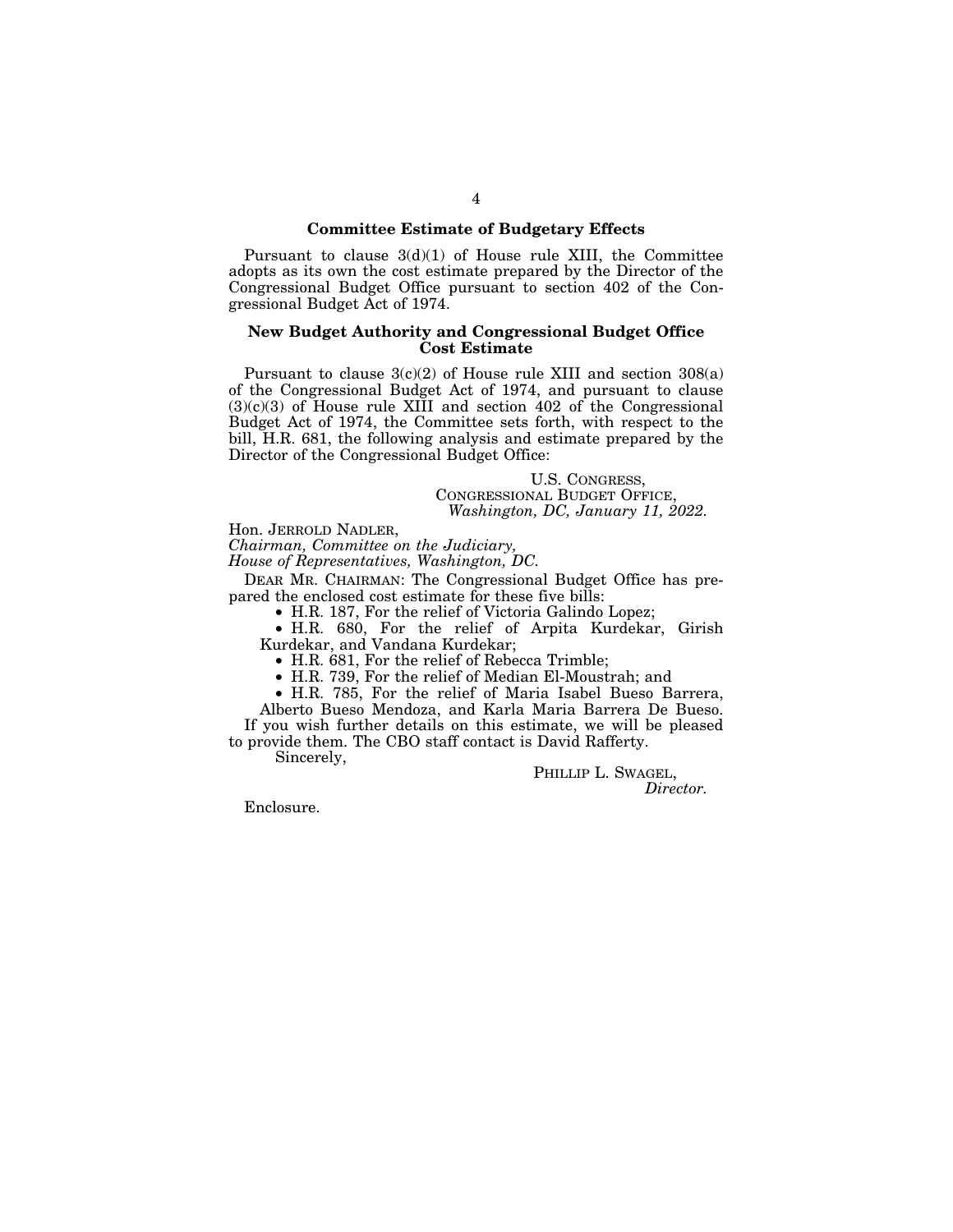## Committee Estimate of Budgetary Effects

Pursuant to clause 3(d)(1) of House rule XIII, the Committee adopts as its own the cost estimate prepared by the Director of the Congressional Budget Office pursuant to section 402 of the Congressional Budget Act of 1974.

## New Budget Authority and Congressional Budget Office Cost Estimate

Pursuant to clause 3(c)(2) of House rule XIII and section 308(a) of the Congressional Budget Act of 1974, and pursuant to clause (3)(c)(3) of House rule XIII and section 402 of the Congressional Budget Act of 1974, the Committee sets forth, with respect to the bill, H.R. 681, the following analysis and estimate prepared by the Director of the Congressional Budget Office:

U.S. CONGRESS,
CONGRESSIONAL BUDGET OFFICE,
*Washington, DC, January 11, 2022.*

Hon. JERROLD NADLER,
*Chairman, Committee on the Judiciary,*
*House of Representatives, Washington, DC.*

DEAR MR. CHAIRMAN: The Congressional Budget Office has prepared the enclosed cost estimate for these five bills:

- H.R. 187, For the relief of Victoria Galindo Lopez;
- H.R. 680, For the relief of Arpita Kurdekar, Girish Kurdekar, and Vandana Kurdekar;
- H.R. 681, For the relief of Rebecca Trimble;
- H.R. 739, For the relief of Median El-Moustrah; and
- H.R. 785, For the relief of Maria Isabel Bueso Barrera, Alberto Bueso Mendoza, and Karla Maria Barrera De Bueso.

If you wish further details on this estimate, we will be pleased to provide them. The CBO staff contact is David Rafferty.

Sincerely,

PHILLIP L. SWAGEL,
*Director.*

Enclosure.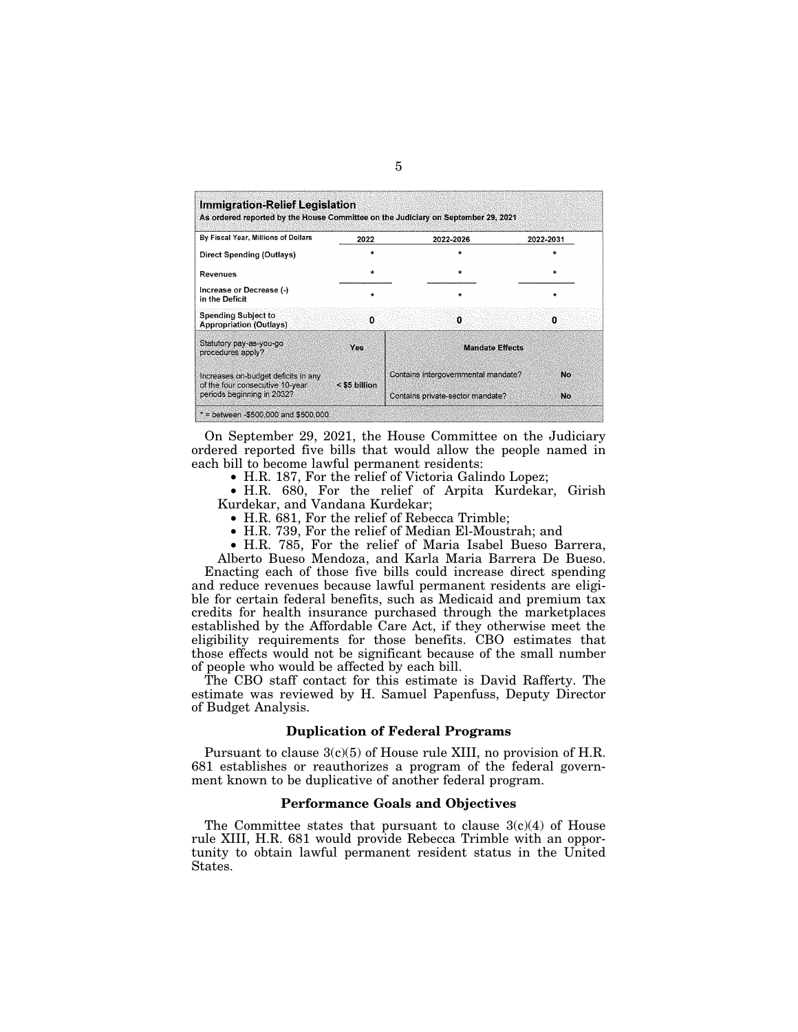| Immigration-Relief Legislation<br>As ordered reported by the House Committee on the Judiciary on September 29, 2021 | | | |
|---|---|---|---|
| By Fiscal Year, Millions of Dollars | 2022 | 2022-2026 | 2022-2031 |
| Direct Spending (Outlays) | * | * | * |
| Revenues | * | * | * |
| Increase or Decrease (-) in the Deficit | * | * | * |
| Spending Subject to Appropriation (Outlays) | 0 | 0 | 0 |
| Statutory pay-as-you-go procedures apply? | Yes | **Mandate Effects** | |
| Increases on-budget deficits in any of the four consecutive 10-year periods beginning in 2032? | < $5 billion | Contains intergovernmental mandate? | No |
| | | Contains private-sector mandate? | No |
| * = between -$500,000 and $500,000 | | | |

On September 29, 2021, the House Committee on the Judiciary ordered reported five bills that would allow the people named in each bill to become lawful permanent residents:

- H.R. 187, For the relief of Victoria Galindo Lopez;
- H.R. 680, For the relief of Arpita Kurdekar, Girish Kurdekar, and Vandana Kurdekar;
- H.R. 681, For the relief of Rebecca Trimble;
- H.R. 739, For the relief of Median El-Moustrah; and
- H.R. 785, For the relief of Maria Isabel Bueso Barrera, Alberto Bueso Mendoza, and Karla Maria Barrera De Bueso.

Enacting each of those five bills could increase direct spending and reduce revenues because lawful permanent residents are eligible for certain federal benefits, such as Medicaid and premium tax credits for health insurance purchased through the marketplaces established by the Affordable Care Act, if they otherwise meet the eligibility requirements for those benefits. CBO estimates that those effects would not be significant because of the small number of people who would be affected by each bill.

The CBO staff contact for this estimate is David Rafferty. The estimate was reviewed by H. Samuel Papenfuss, Deputy Director of Budget Analysis.

## Duplication of Federal Programs

Pursuant to clause 3(c)(5) of House rule XIII, no provision of H.R. 681 establishes or reauthorizes a program of the federal government known to be duplicative of another federal program.

## Performance Goals and Objectives

The Committee states that pursuant to clause 3(c)(4) of House rule XIII, H.R. 681 would provide Rebecca Trimble with an opportunity to obtain lawful permanent resident status in the United States.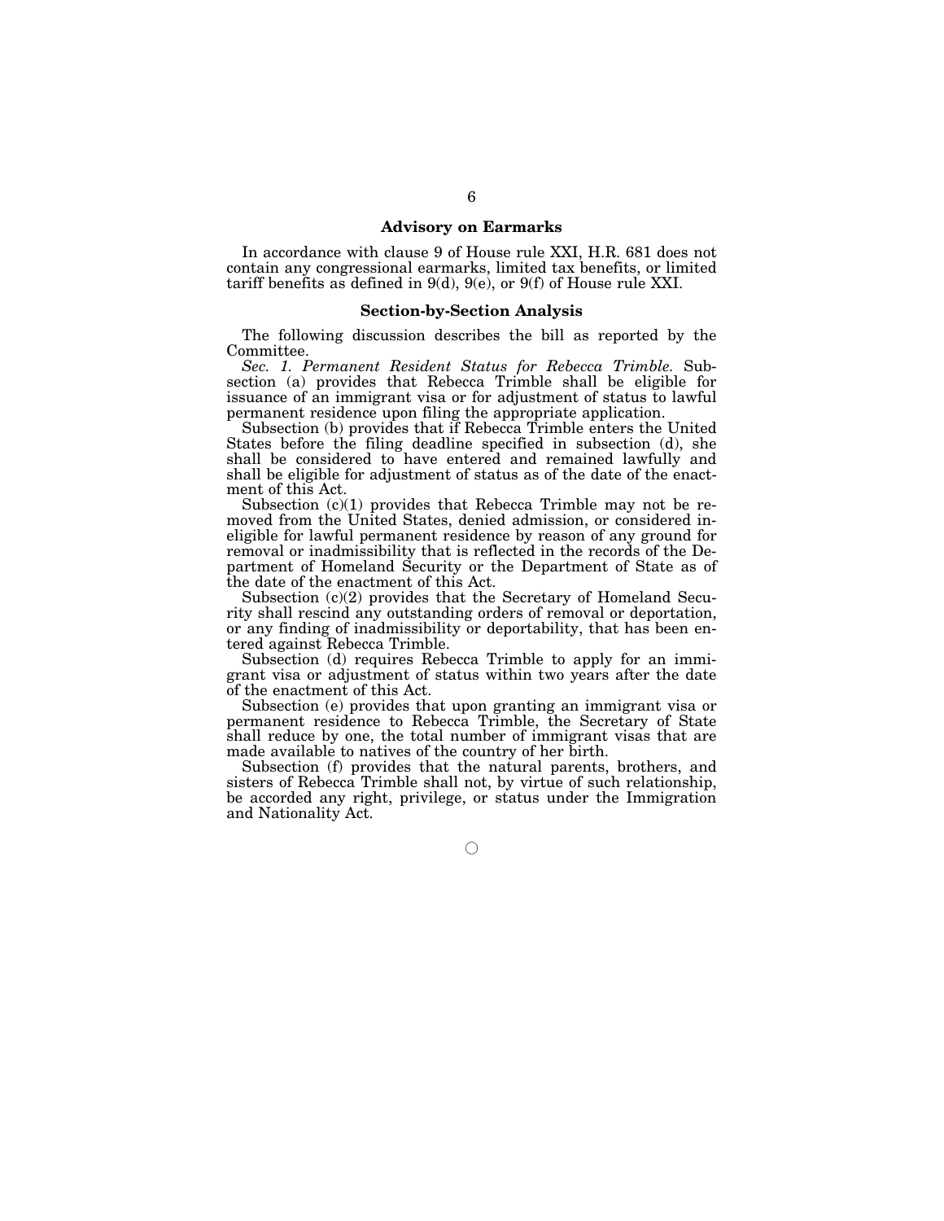## Advisory on Earmarks

In accordance with clause 9 of House rule XXI, H.R. 681 does not contain any congressional earmarks, limited tax benefits, or limited tariff benefits as defined in 9(d), 9(e), or 9(f) of House rule XXI.

## Section-by-Section Analysis

The following discussion describes the bill as reported by the Committee.

*Sec. 1. Permanent Resident Status for Rebecca Trimble.* Subsection (a) provides that Rebecca Trimble shall be eligible for issuance of an immigrant visa or for adjustment of status to lawful permanent residence upon filing the appropriate application.

Subsection (b) provides that if Rebecca Trimble enters the United States before the filing deadline specified in subsection (d), she shall be considered to have entered and remained lawfully and shall be eligible for adjustment of status as of the date of the enactment of this Act.

Subsection (c)(1) provides that Rebecca Trimble may not be removed from the United States, denied admission, or considered ineligible for lawful permanent residence by reason of any ground for removal or inadmissibility that is reflected in the records of the Department of Homeland Security or the Department of State as of the date of the enactment of this Act.

Subsection (c)(2) provides that the Secretary of Homeland Security shall rescind any outstanding orders of removal or deportation, or any finding of inadmissibility or deportability, that has been entered against Rebecca Trimble.

Subsection (d) requires Rebecca Trimble to apply for an immigrant visa or adjustment of status within two years after the date of the enactment of this Act.

Subsection (e) provides that upon granting an immigrant visa or permanent residence to Rebecca Trimble, the Secretary of State shall reduce by one, the total number of immigrant visas that are made available to natives of the country of her birth.

Subsection (f) provides that the natural parents, brothers, and sisters of Rebecca Trimble shall not, by virtue of such relationship, be accorded any right, privilege, or status under the Immigration and Nationality Act.